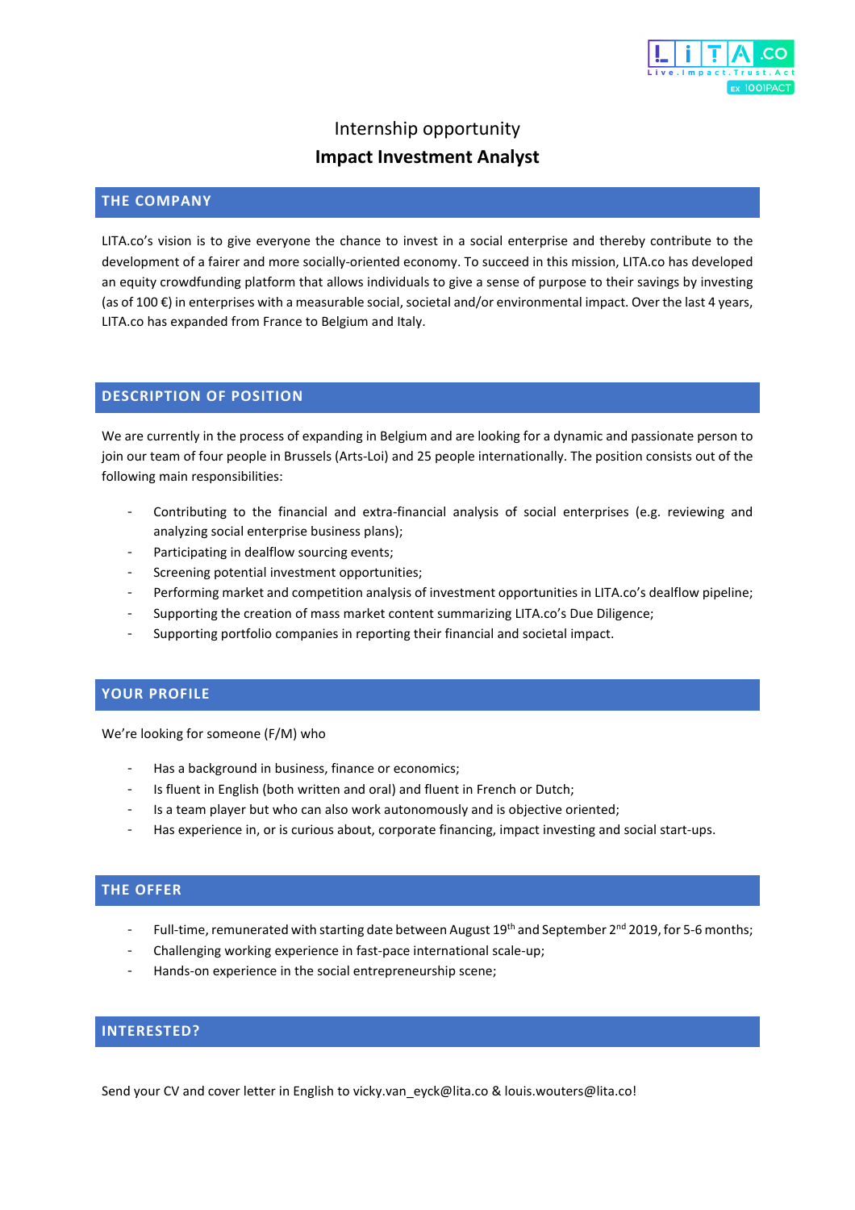Internship opportunity

# Impact Investment Analyst

## THE COMPANY

LITA.co's vision is to give everyone the chance to invest in a social enterprise and thereby contribute to the development of a fairer and more socially-oriented economy. To succeed in this mission, LITA.co has developed an equity crowdfunding platform that allows individuals to give a sense of purpose to their savings by investing (as of 100 €) in enterprises with a measurable social, societal and/or environmental impact. Over the last 4 years, LITA.co has expanded from France to Belgium and Italy.

## DESCRIPTION OF POSITION

We are currently in the process of expanding in Belgium and are looking for a dynamic and passionate person to join our team of four people in Brussels (Arts-Loi) and 25 people internationally. The position consists out of the following main responsibilities:

- Contributing to the financial and extra-financial analysis of social enterprises (e.g. reviewing and analyzing social enterprise business plans);
- Participating in dealflow sourcing events;
- Screening potential investment opportunities;
- Performing market and competition analysis of investment opportunities in LITA.co's dealflow pipeline;
- Supporting the creation of mass market content summarizing LITA.co's Due Diligence;
- Supporting portfolio companies in reporting their financial and societal impact.

## YOUR PROFILE

We're looking for someone (F/M) who

- Has a background in business, finance or economics;
- Is fluent in English (both written and oral) and fluent in French or Dutch;
- Is a team player but who can also work autonomously and is objective oriented;
- Has experience in, or is curious about, corporate financing, impact investing and social start-ups.

## THE OFFER

- Full-time, remunerated with starting date between August 19th and September 2nd 2019, for 5-6 months;
- Challenging working experience in fast-pace international scale-up;
- Hands-on experience in the social entrepreneurship scene;

## INTERESTED?

Send your CV and cover letter in English to vicky.van_eyck@lita.co & louis.wouters@lita.co!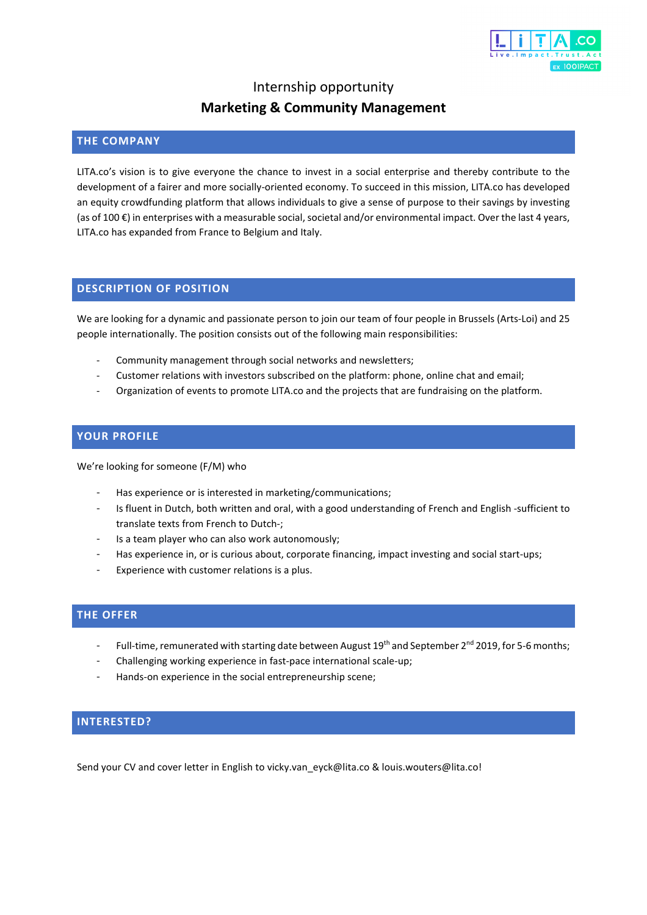Internship opportunity

# Marketing & Community Management

## THE COMPANY

LITA.co's vision is to give everyone the chance to invest in a social enterprise and thereby contribute to the development of a fairer and more socially-oriented economy. To succeed in this mission, LITA.co has developed an equity crowdfunding platform that allows individuals to give a sense of purpose to their savings by investing (as of 100 €) in enterprises with a measurable social, societal and/or environmental impact. Over the last 4 years, LITA.co has expanded from France to Belgium and Italy.

## DESCRIPTION OF POSITION

We are looking for a dynamic and passionate person to join our team of four people in Brussels (Arts-Loi) and 25 people internationally. The position consists out of the following main responsibilities:

- Community management through social networks and newsletters;
- Customer relations with investors subscribed on the platform: phone, online chat and email;
- Organization of events to promote LITA.co and the projects that are fundraising on the platform.

## YOUR PROFILE

We're looking for someone (F/M) who

- Has experience or is interested in marketing/communications;
- Is fluent in Dutch, both written and oral, with a good understanding of French and English -sufficient to translate texts from French to Dutch-;
- Is a team player who can also work autonomously;
- Has experience in, or is curious about, corporate financing, impact investing and social start-ups;
- Experience with customer relations is a plus.

## THE OFFER

- Full-time, remunerated with starting date between August 19th and September 2nd 2019, for 5-6 months;
- Challenging working experience in fast-pace international scale-up;
- Hands-on experience in the social entrepreneurship scene;

## INTERESTED?

Send your CV and cover letter in English to vicky.van_eyck@lita.co & louis.wouters@lita.co!